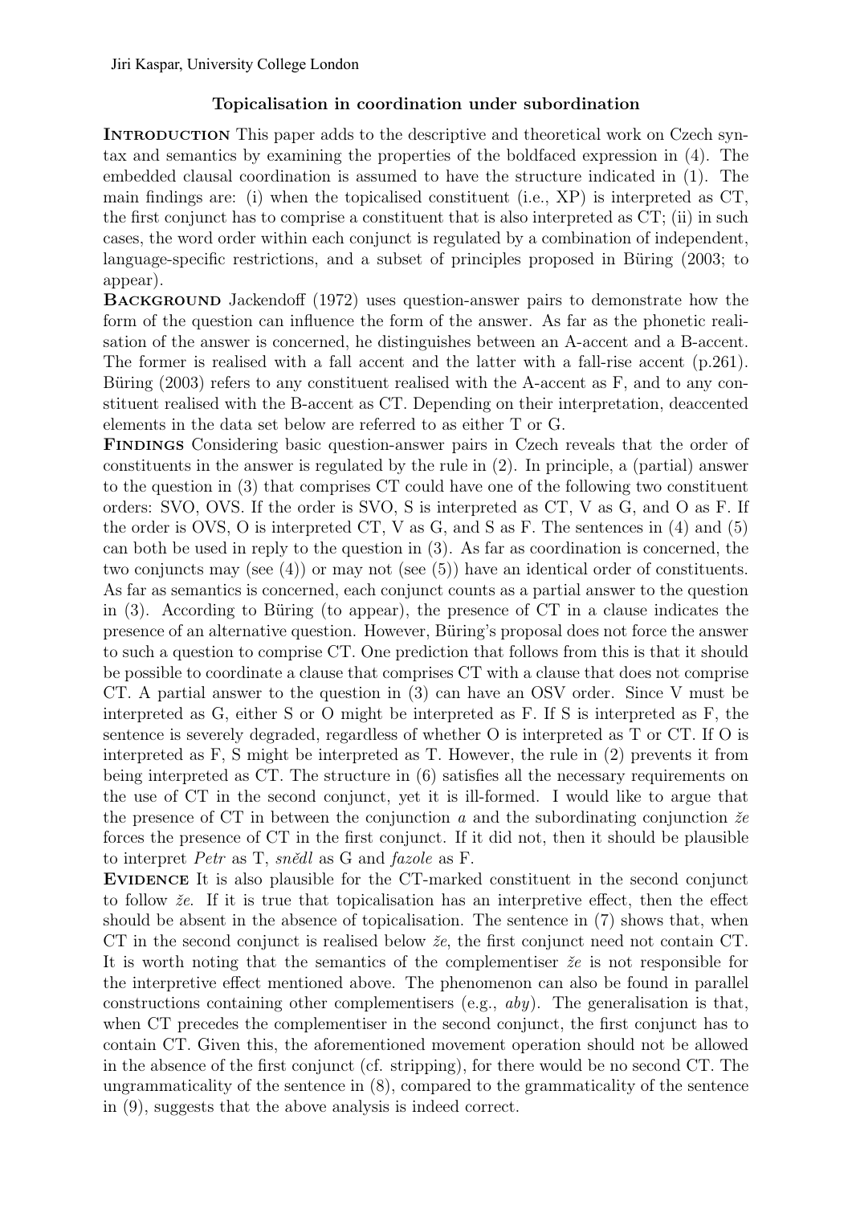Jiri Kaspar, University College London

## Topicalisation in coordination under subordination

**Introduction** This paper adds to the descriptive and theoretical work on Czech syntax and semantics by examining the properties of the boldfaced expression in (4). The embedded clausal coordination is assumed to have the structure indicated in (1). The main findings are: (i) when the topicalised constituent (i.e., XP) is interpreted as CT, the first conjunct has to comprise a constituent that is also interpreted as CT; (ii) in such cases, the word order within each conjunct is regulated by a combination of independent, language-specific restrictions, and a subset of principles proposed in Büring (2003; to appear).

**Background** Jackendoff (1972) uses question-answer pairs to demonstrate how the form of the question can influence the form of the answer. As far as the phonetic realisation of the answer is concerned, he distinguishes between an A-accent and a B-accent. The former is realised with a fall accent and the latter with a fall-rise accent (p.261). Büring (2003) refers to any constituent realised with the A-accent as F, and to any constituent realised with the B-accent as CT. Depending on their interpretation, deaccented elements in the data set below are referred to as either T or G.

**Findings** Considering basic question-answer pairs in Czech reveals that the order of constituents in the answer is regulated by the rule in (2). In principle, a (partial) answer to the question in (3) that comprises CT could have one of the following two constituent orders: SVO, OVS. If the order is SVO, S is interpreted as CT, V as G, and O as F. If the order is OVS, O is interpreted CT, V as G, and S as F. The sentences in (4) and (5) can both be used in reply to the question in (3). As far as coordination is concerned, the two conjuncts may (see (4)) or may not (see (5)) have an identical order of constituents. As far as semantics is concerned, each conjunct counts as a partial answer to the question in (3). According to Büring (to appear), the presence of CT in a clause indicates the presence of an alternative question. However, Büring's proposal does not force the answer to such a question to comprise CT. One prediction that follows from this is that it should be possible to coordinate a clause that comprises CT with a clause that does not comprise CT. A partial answer to the question in (3) can have an OSV order. Since V must be interpreted as G, either S or O might be interpreted as F. If S is interpreted as F, the sentence is severely degraded, regardless of whether O is interpreted as T or CT. If O is interpreted as F, S might be interpreted as T. However, the rule in (2) prevents it from being interpreted as CT. The structure in (6) satisfies all the necessary requirements on the use of CT in the second conjunct, yet it is ill-formed. I would like to argue that the presence of CT in between the conjunction *a* and the subordinating conjunction *že* forces the presence of CT in the first conjunct. If it did not, then it should be plausible to interpret *Petr* as T, *snědl* as G and *fazole* as F.

**Evidence** It is also plausible for the CT-marked constituent in the second conjunct to follow *že*. If it is true that topicalisation has an interpretive effect, then the effect should be absent in the absence of topicalisation. The sentence in (7) shows that, when CT in the second conjunct is realised below *že*, the first conjunct need not contain CT. It is worth noting that the semantics of the complementiser *že* is not responsible for the interpretive effect mentioned above. The phenomenon can also be found in parallel constructions containing other complementisers (e.g., *aby*). The generalisation is that, when CT precedes the complementiser in the second conjunct, the first conjunct has to contain CT. Given this, the aforementioned movement operation should not be allowed in the absence of the first conjunct (cf. stripping), for there would be no second CT. The ungrammaticality of the sentence in (8), compared to the grammaticality of the sentence in (9), suggests that the above analysis is indeed correct.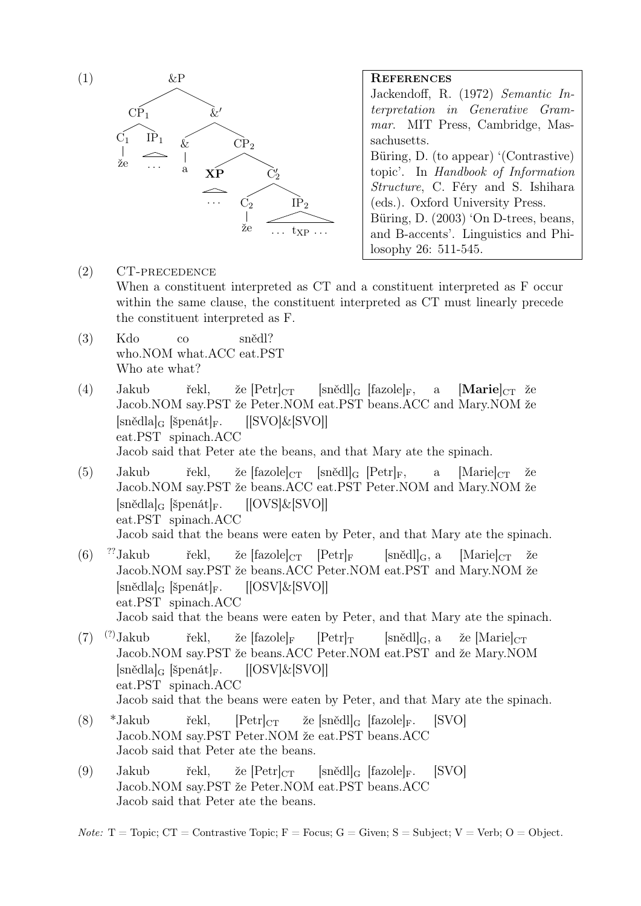(1) [tree diagram]

&P
- CP$_1$
  - C$_1$: že
  - IP$_1$: ...
- &′
  - &: a
  - CP$_2$
    - **XP**: ...
    - C′$_2$
      - C$_2$: že
      - IP$_2$: ... t$_{XP}$ ...

**References**

Jackendoff, R. (1972) *Semantic Interpretation in Generative Grammar.* MIT Press, Cambridge, Massachusetts.

Büring, D. (to appear) '(Contrastive) topic'. In *Handbook of Information Structure*, C. Féry and S. Ishihara (eds.). Oxford University Press.

Büring, D. (2003) 'On D-trees, beans, and B-accents'. Linguistics and Philosophy 26: 511-545.

(2) CT-precedence
When a constituent interpreted as CT and a constituent interpreted as F occur within the same clause, the constituent interpreted as CT must linearly precede the constituent interpreted as F.

(3) Kdo co snědl?
who.NOM what.ACC eat.PST
Who ate what?

(4) Jakub řekl, že [Petr]$_{CT}$ [snědl]$_{G}$ [fazole]$_{F}$, a [**Marie**]$_{CT}$ že [snědla]$_{G}$ [špenát]$_{F}$. [[SVO]&[SVO]]
Jacob.NOM say.PST že Peter.NOM eat.PST beans.ACC and Mary.NOM že eat.PST spinach.ACC
Jacob said that Peter ate the beans, and that Mary ate the spinach.

(5) Jakub řekl, že [fazole]$_{CT}$ [snědl]$_{G}$ [Petr]$_{F}$, a [Marie]$_{CT}$ že [snědla]$_{G}$ [špenát]$_{F}$. [[OVS]&[SVO]]
Jacob.NOM say.PST že beans.ACC eat.PST Peter.NOM and Mary.NOM že eat.PST spinach.ACC
Jacob said that the beans were eaten by Peter, and that Mary ate the spinach.

(6) ??Jakub řekl, že [fazole]$_{CT}$ [Petr]$_{F}$ [snědl]$_{G}$, a [Marie]$_{CT}$ že [snědla]$_{G}$ [špenát]$_{F}$. [[OSV]&[SVO]]
Jacob.NOM say.PST že beans.ACC Peter.NOM eat.PST and Mary.NOM že eat.PST spinach.ACC
Jacob said that the beans were eaten by Peter, and that Mary ate the spinach.

(7) (?)Jakub řekl, že [fazole]$_{F}$ [Petr]$_{T}$ [snědl]$_{G}$, a že [Marie]$_{CT}$ [snědla]$_{G}$ [špenát]$_{F}$. [[OSV]&[SVO]]
Jacob.NOM say.PST že beans.ACC Peter.NOM eat.PST and že Mary.NOM eat.PST spinach.ACC
Jacob said that the beans were eaten by Peter, and that Mary ate the spinach.

(8) *Jakub řekl, [Petr]$_{CT}$ že [snědl]$_{G}$ [fazole]$_{F}$. [SVO]
Jacob.NOM say.PST Peter.NOM že eat.PST beans.ACC
Jacob said that Peter ate the beans.

(9) Jakub řekl, že [Petr]$_{CT}$ [snědl]$_{G}$ [fazole]$_{F}$. [SVO]
Jacob.NOM say.PST že Peter.NOM eat.PST beans.ACC
Jacob said that Peter ate the beans.

*Note:* T = Topic; CT = Contrastive Topic; F = Focus; G = Given; S = Subject; V = Verb; O = Object.